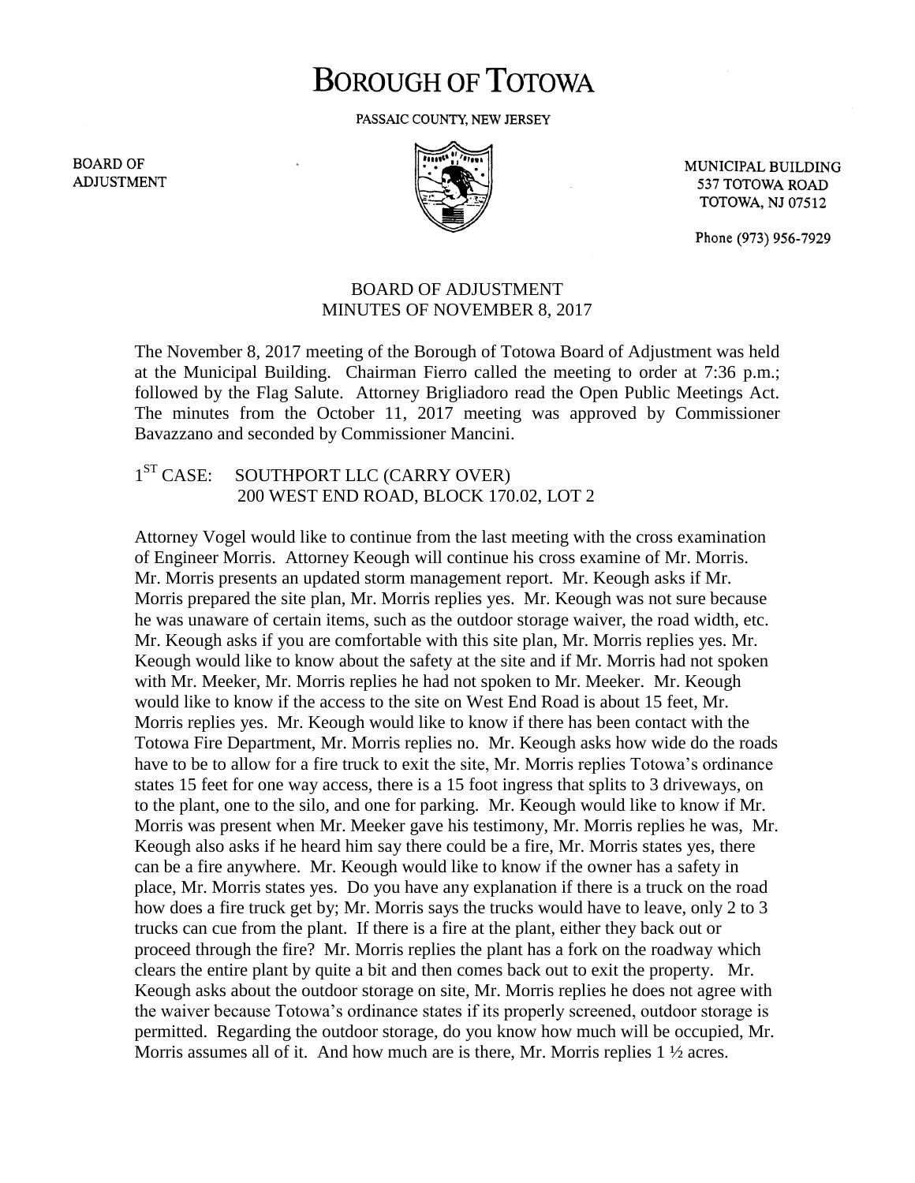# BOROUGH OF TOTOWA

PASSAIC COUNTY, NEW JERSEY

BOARD OF ADJUSTMENT

MUNICIPAL BUILDING
537 TOTOWA ROAD
TOTOWA, NJ 07512

Phone (973) 956-7929

## BOARD OF ADJUSTMENT
## MINUTES OF NOVEMBER 8, 2017

The November 8, 2017 meeting of the Borough of Totowa Board of Adjustment was held at the Municipal Building. Chairman Fierro called the meeting to order at 7:36 p.m.; followed by the Flag Salute. Attorney Brigliadoro read the Open Public Meetings Act. The minutes from the October 11, 2017 meeting was approved by Commissioner Bavazzano and seconded by Commissioner Mancini.

1ST CASE: SOUTHPORT LLC (CARRY OVER)
200 WEST END ROAD, BLOCK 170.02, LOT 2

Attorney Vogel would like to continue from the last meeting with the cross examination of Engineer Morris. Attorney Keough will continue his cross examine of Mr. Morris. Mr. Morris presents an updated storm management report. Mr. Keough asks if Mr. Morris prepared the site plan, Mr. Morris replies yes. Mr. Keough was not sure because he was unaware of certain items, such as the outdoor storage waiver, the road width, etc. Mr. Keough asks if you are comfortable with this site plan, Mr. Morris replies yes. Mr. Keough would like to know about the safety at the site and if Mr. Morris had not spoken with Mr. Meeker, Mr. Morris replies he had not spoken to Mr. Meeker. Mr. Keough would like to know if the access to the site on West End Road is about 15 feet, Mr. Morris replies yes. Mr. Keough would like to know if there has been contact with the Totowa Fire Department, Mr. Morris replies no. Mr. Keough asks how wide do the roads have to be to allow for a fire truck to exit the site, Mr. Morris replies Totowa's ordinance states 15 feet for one way access, there is a 15 foot ingress that splits to 3 driveways, on to the plant, one to the silo, and one for parking. Mr. Keough would like to know if Mr. Morris was present when Mr. Meeker gave his testimony, Mr. Morris replies he was, Mr. Keough also asks if he heard him say there could be a fire, Mr. Morris states yes, there can be a fire anywhere. Mr. Keough would like to know if the owner has a safety in place, Mr. Morris states yes. Do you have any explanation if there is a truck on the road how does a fire truck get by; Mr. Morris says the trucks would have to leave, only 2 to 3 trucks can cue from the plant. If there is a fire at the plant, either they back out or proceed through the fire? Mr. Morris replies the plant has a fork on the roadway which clears the entire plant by quite a bit and then comes back out to exit the property. Mr. Keough asks about the outdoor storage on site, Mr. Morris replies he does not agree with the waiver because Totowa's ordinance states if its properly screened, outdoor storage is permitted. Regarding the outdoor storage, do you know how much will be occupied, Mr. Morris assumes all of it. And how much are is there, Mr. Morris replies 1 ½ acres.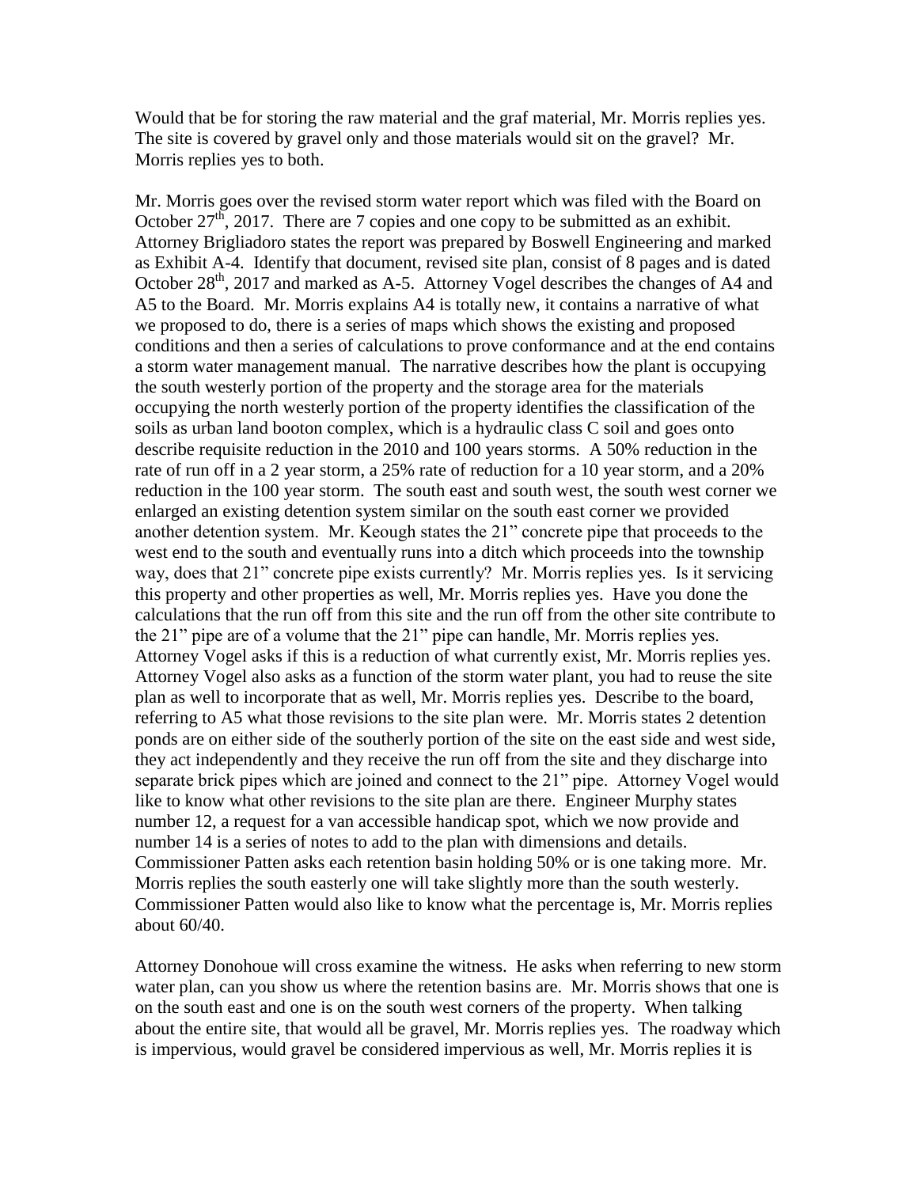Would that be for storing the raw material and the graf material, Mr. Morris replies yes. The site is covered by gravel only and those materials would sit on the gravel? Mr. Morris replies yes to both.

Mr. Morris goes over the revised storm water report which was filed with the Board on October 27th, 2017. There are 7 copies and one copy to be submitted as an exhibit. Attorney Brigliadoro states the report was prepared by Boswell Engineering and marked as Exhibit A-4. Identify that document, revised site plan, consist of 8 pages and is dated October 28th, 2017 and marked as A-5. Attorney Vogel describes the changes of A4 and A5 to the Board. Mr. Morris explains A4 is totally new, it contains a narrative of what we proposed to do, there is a series of maps which shows the existing and proposed conditions and then a series of calculations to prove conformance and at the end contains a storm water management manual. The narrative describes how the plant is occupying the south westerly portion of the property and the storage area for the materials occupying the north westerly portion of the property identifies the classification of the soils as urban land booton complex, which is a hydraulic class C soil and goes onto describe requisite reduction in the 2010 and 100 years storms. A 50% reduction in the rate of run off in a 2 year storm, a 25% rate of reduction for a 10 year storm, and a 20% reduction in the 100 year storm. The south east and south west, the south west corner we enlarged an existing detention system similar on the south east corner we provided another detention system. Mr. Keough states the 21" concrete pipe that proceeds to the west end to the south and eventually runs into a ditch which proceeds into the township way, does that 21" concrete pipe exists currently? Mr. Morris replies yes. Is it servicing this property and other properties as well, Mr. Morris replies yes. Have you done the calculations that the run off from this site and the run off from the other site contribute to the 21" pipe are of a volume that the 21" pipe can handle, Mr. Morris replies yes. Attorney Vogel asks if this is a reduction of what currently exist, Mr. Morris replies yes. Attorney Vogel also asks as a function of the storm water plant, you had to reuse the site plan as well to incorporate that as well, Mr. Morris replies yes. Describe to the board, referring to A5 what those revisions to the site plan were. Mr. Morris states 2 detention ponds are on either side of the southerly portion of the site on the east side and west side, they act independently and they receive the run off from the site and they discharge into separate brick pipes which are joined and connect to the 21" pipe. Attorney Vogel would like to know what other revisions to the site plan are there. Engineer Murphy states number 12, a request for a van accessible handicap spot, which we now provide and number 14 is a series of notes to add to the plan with dimensions and details. Commissioner Patten asks each retention basin holding 50% or is one taking more. Mr. Morris replies the south easterly one will take slightly more than the south westerly. Commissioner Patten would also like to know what the percentage is, Mr. Morris replies about 60/40.

Attorney Donohoue will cross examine the witness. He asks when referring to new storm water plan, can you show us where the retention basins are. Mr. Morris shows that one is on the south east and one is on the south west corners of the property. When talking about the entire site, that would all be gravel, Mr. Morris replies yes. The roadway which is impervious, would gravel be considered impervious as well, Mr. Morris replies it is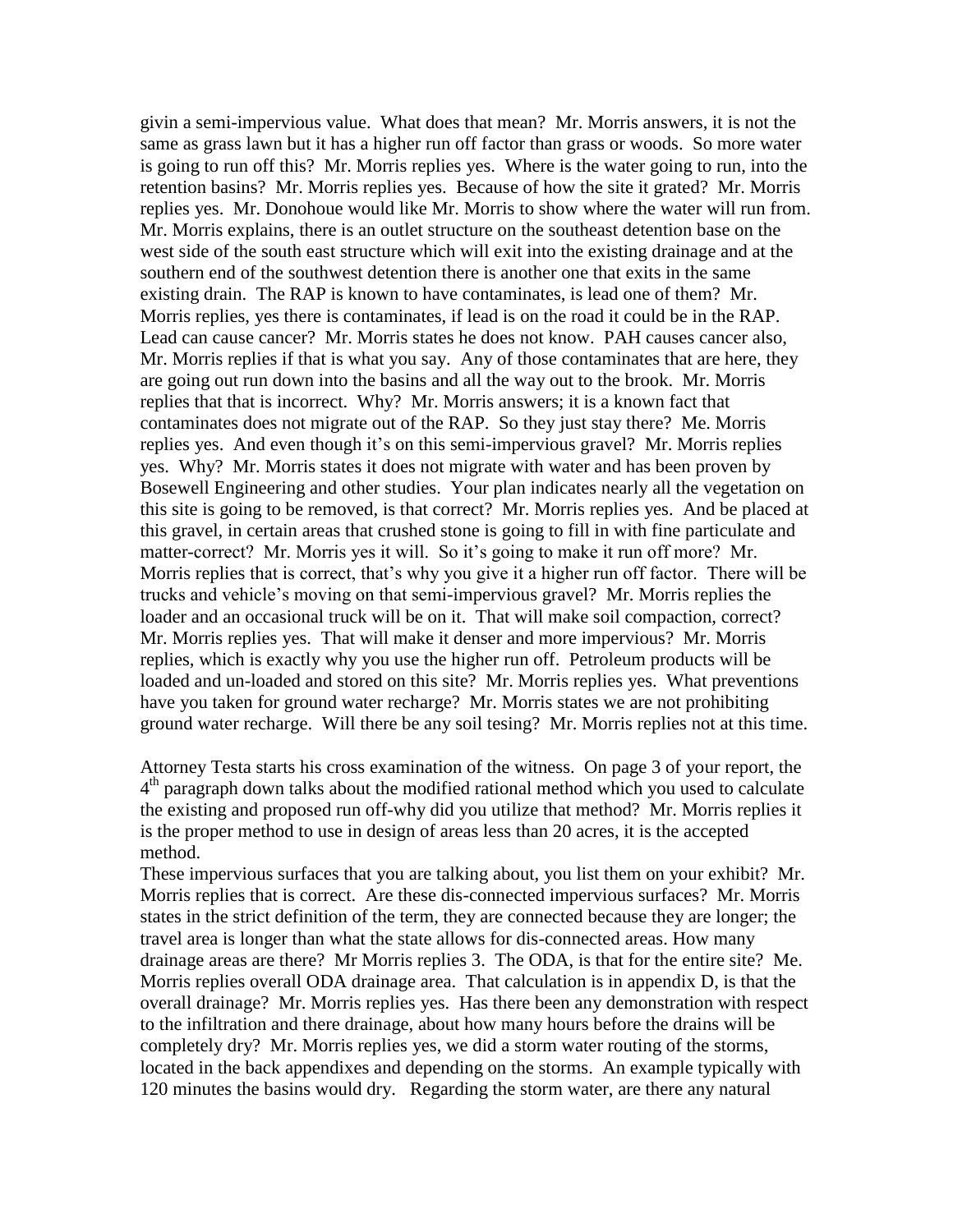givin a semi-impervious value. What does that mean? Mr. Morris answers, it is not the same as grass lawn but it has a higher run off factor than grass or woods. So more water is going to run off this? Mr. Morris replies yes. Where is the water going to run, into the retention basins? Mr. Morris replies yes. Because of how the site it grated? Mr. Morris replies yes. Mr. Donohoue would like Mr. Morris to show where the water will run from. Mr. Morris explains, there is an outlet structure on the southeast detention base on the west side of the south east structure which will exit into the existing drainage and at the southern end of the southwest detention there is another one that exits in the same existing drain. The RAP is known to have contaminates, is lead one of them? Mr. Morris replies, yes there is contaminates, if lead is on the road it could be in the RAP. Lead can cause cancer? Mr. Morris states he does not know. PAH causes cancer also, Mr. Morris replies if that is what you say. Any of those contaminates that are here, they are going out run down into the basins and all the way out to the brook. Mr. Morris replies that that is incorrect. Why? Mr. Morris answers; it is a known fact that contaminates does not migrate out of the RAP. So they just stay there? Me. Morris replies yes. And even though it's on this semi-impervious gravel? Mr. Morris replies yes. Why? Mr. Morris states it does not migrate with water and has been proven by Bosewell Engineering and other studies. Your plan indicates nearly all the vegetation on this site is going to be removed, is that correct? Mr. Morris replies yes. And be placed at this gravel, in certain areas that crushed stone is going to fill in with fine particulate and matter-correct? Mr. Morris yes it will. So it's going to make it run off more? Mr. Morris replies that is correct, that's why you give it a higher run off factor. There will be trucks and vehicle's moving on that semi-impervious gravel? Mr. Morris replies the loader and an occasional truck will be on it. That will make soil compaction, correct? Mr. Morris replies yes. That will make it denser and more impervious? Mr. Morris replies, which is exactly why you use the higher run off. Petroleum products will be loaded and un-loaded and stored on this site? Mr. Morris replies yes. What preventions have you taken for ground water recharge? Mr. Morris states we are not prohibiting ground water recharge. Will there be any soil tesing? Mr. Morris replies not at this time.

Attorney Testa starts his cross examination of the witness. On page 3 of your report, the 4th paragraph down talks about the modified rational method which you used to calculate the existing and proposed run off-why did you utilize that method? Mr. Morris replies it is the proper method to use in design of areas less than 20 acres, it is the accepted method.

These impervious surfaces that you are talking about, you list them on your exhibit? Mr. Morris replies that is correct. Are these dis-connected impervious surfaces? Mr. Morris states in the strict definition of the term, they are connected because they are longer; the travel area is longer than what the state allows for dis-connected areas. How many drainage areas are there? Mr Morris replies 3. The ODA, is that for the entire site? Me. Morris replies overall ODA drainage area. That calculation is in appendix D, is that the overall drainage? Mr. Morris replies yes. Has there been any demonstration with respect to the infiltration and there drainage, about how many hours before the drains will be completely dry? Mr. Morris replies yes, we did a storm water routing of the storms, located in the back appendixes and depending on the storms. An example typically with 120 minutes the basins would dry. Regarding the storm water, are there any natural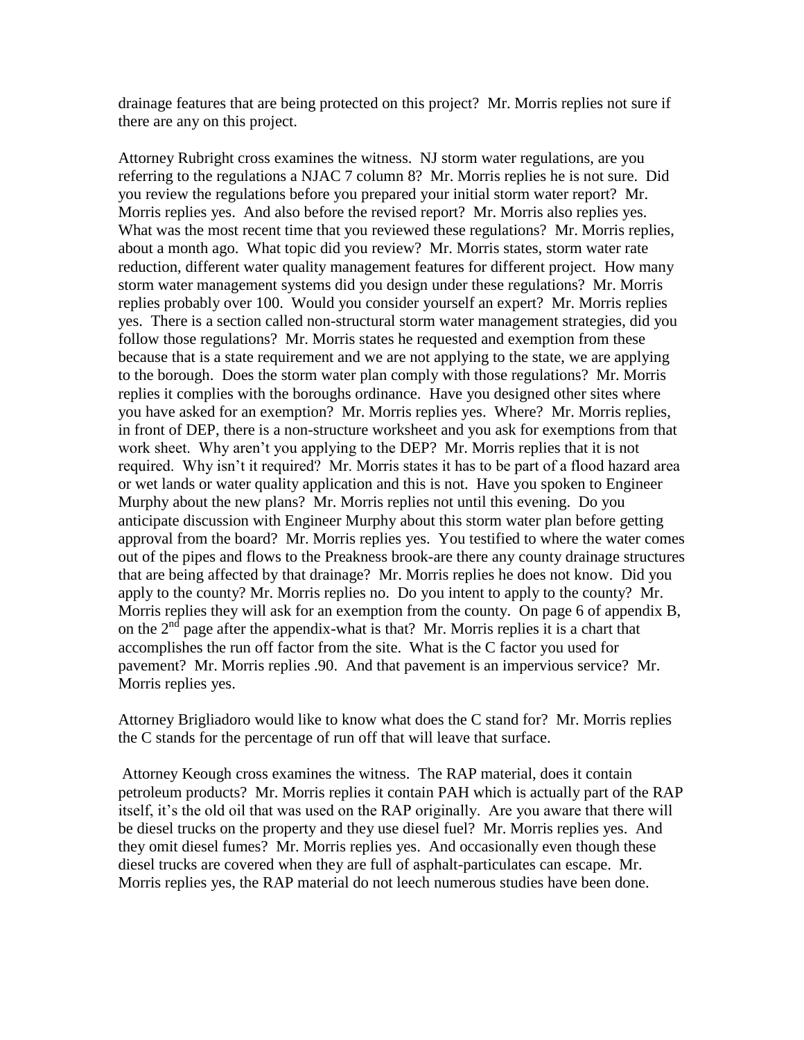drainage features that are being protected on this project? Mr. Morris replies not sure if there are any on this project.

Attorney Rubright cross examines the witness. NJ storm water regulations, are you referring to the regulations a NJAC 7 column 8? Mr. Morris replies he is not sure. Did you review the regulations before you prepared your initial storm water report? Mr. Morris replies yes. And also before the revised report? Mr. Morris also replies yes. What was the most recent time that you reviewed these regulations? Mr. Morris replies, about a month ago. What topic did you review? Mr. Morris states, storm water rate reduction, different water quality management features for different project. How many storm water management systems did you design under these regulations? Mr. Morris replies probably over 100. Would you consider yourself an expert? Mr. Morris replies yes. There is a section called non-structural storm water management strategies, did you follow those regulations? Mr. Morris states he requested and exemption from these because that is a state requirement and we are not applying to the state, we are applying to the borough. Does the storm water plan comply with those regulations? Mr. Morris replies it complies with the boroughs ordinance. Have you designed other sites where you have asked for an exemption? Mr. Morris replies yes. Where? Mr. Morris replies, in front of DEP, there is a non-structure worksheet and you ask for exemptions from that work sheet. Why aren't you applying to the DEP? Mr. Morris replies that it is not required. Why isn't it required? Mr. Morris states it has to be part of a flood hazard area or wet lands or water quality application and this is not. Have you spoken to Engineer Murphy about the new plans? Mr. Morris replies not until this evening. Do you anticipate discussion with Engineer Murphy about this storm water plan before getting approval from the board? Mr. Morris replies yes. You testified to where the water comes out of the pipes and flows to the Preakness brook-are there any county drainage structures that are being affected by that drainage? Mr. Morris replies he does not know. Did you apply to the county? Mr. Morris replies no. Do you intent to apply to the county? Mr. Morris replies they will ask for an exemption from the county. On page 6 of appendix B, on the 2nd page after the appendix-what is that? Mr. Morris replies it is a chart that accomplishes the run off factor from the site. What is the C factor you used for pavement? Mr. Morris replies .90. And that pavement is an impervious service? Mr. Morris replies yes.

Attorney Brigliadoro would like to know what does the C stand for? Mr. Morris replies the C stands for the percentage of run off that will leave that surface.

Attorney Keough cross examines the witness. The RAP material, does it contain petroleum products? Mr. Morris replies it contain PAH which is actually part of the RAP itself, it's the old oil that was used on the RAP originally. Are you aware that there will be diesel trucks on the property and they use diesel fuel? Mr. Morris replies yes. And they omit diesel fumes? Mr. Morris replies yes. And occasionally even though these diesel trucks are covered when they are full of asphalt-particulates can escape. Mr. Morris replies yes, the RAP material do not leech numerous studies have been done.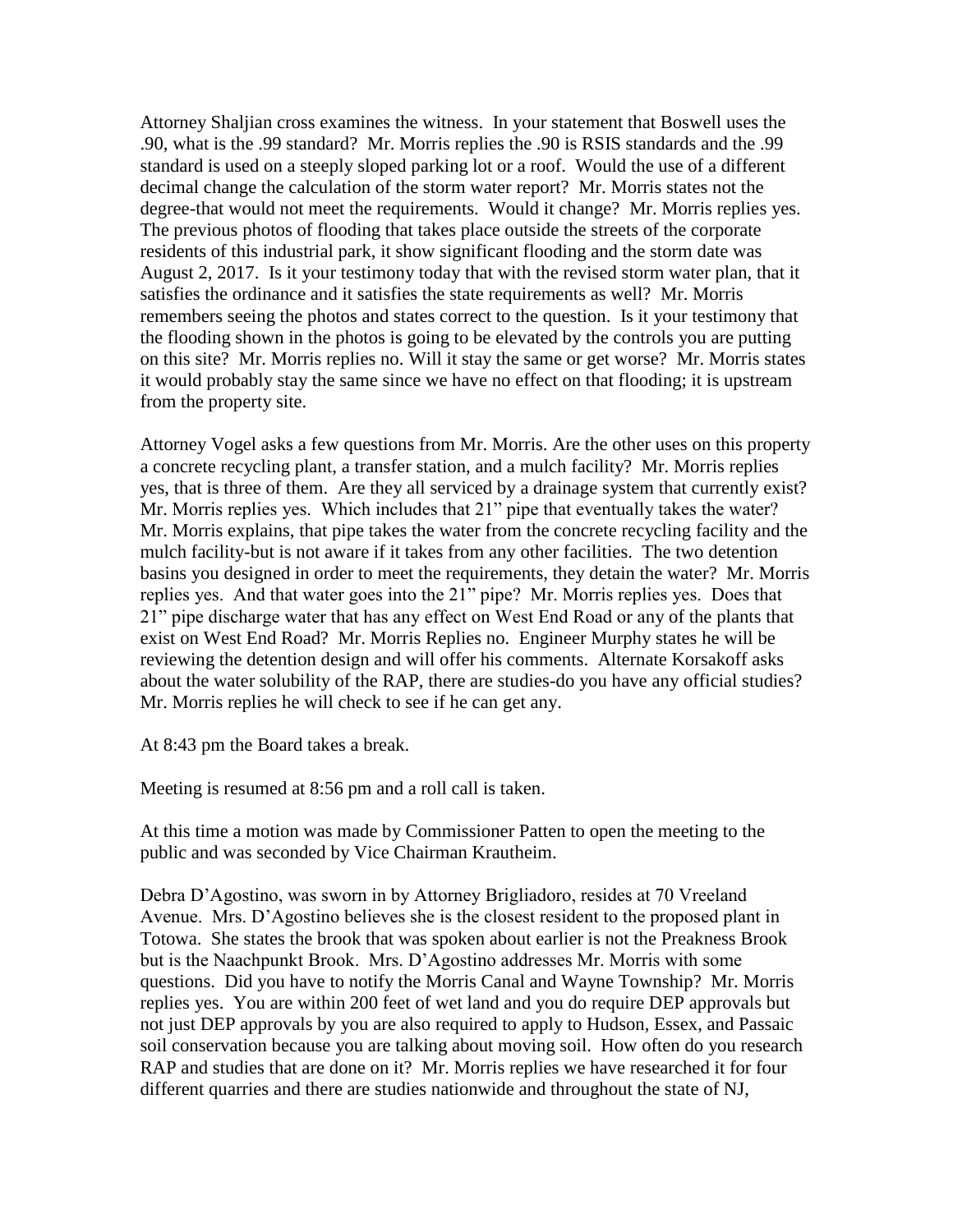Attorney Shaljian cross examines the witness. In your statement that Boswell uses the .90, what is the .99 standard? Mr. Morris replies the .90 is RSIS standards and the .99 standard is used on a steeply sloped parking lot or a roof. Would the use of a different decimal change the calculation of the storm water report? Mr. Morris states not the degree-that would not meet the requirements. Would it change? Mr. Morris replies yes. The previous photos of flooding that takes place outside the streets of the corporate residents of this industrial park, it show significant flooding and the storm date was August 2, 2017. Is it your testimony today that with the revised storm water plan, that it satisfies the ordinance and it satisfies the state requirements as well? Mr. Morris remembers seeing the photos and states correct to the question. Is it your testimony that the flooding shown in the photos is going to be elevated by the controls you are putting on this site? Mr. Morris replies no. Will it stay the same or get worse? Mr. Morris states it would probably stay the same since we have no effect on that flooding; it is upstream from the property site.

Attorney Vogel asks a few questions from Mr. Morris. Are the other uses on this property a concrete recycling plant, a transfer station, and a mulch facility? Mr. Morris replies yes, that is three of them. Are they all serviced by a drainage system that currently exist? Mr. Morris replies yes. Which includes that 21" pipe that eventually takes the water? Mr. Morris explains, that pipe takes the water from the concrete recycling facility and the mulch facility-but is not aware if it takes from any other facilities. The two detention basins you designed in order to meet the requirements, they detain the water? Mr. Morris replies yes. And that water goes into the 21" pipe? Mr. Morris replies yes. Does that 21" pipe discharge water that has any effect on West End Road or any of the plants that exist on West End Road? Mr. Morris Replies no. Engineer Murphy states he will be reviewing the detention design and will offer his comments. Alternate Korsakoff asks about the water solubility of the RAP, there are studies-do you have any official studies? Mr. Morris replies he will check to see if he can get any.

At 8:43 pm the Board takes a break.

Meeting is resumed at 8:56 pm and a roll call is taken.

At this time a motion was made by Commissioner Patten to open the meeting to the public and was seconded by Vice Chairman Krautheim.

Debra D'Agostino, was sworn in by Attorney Brigliadoro, resides at 70 Vreeland Avenue. Mrs. D'Agostino believes she is the closest resident to the proposed plant in Totowa. She states the brook that was spoken about earlier is not the Preakness Brook but is the Naachpunkt Brook. Mrs. D'Agostino addresses Mr. Morris with some questions. Did you have to notify the Morris Canal and Wayne Township? Mr. Morris replies yes. You are within 200 feet of wet land and you do require DEP approvals but not just DEP approvals by you are also required to apply to Hudson, Essex, and Passaic soil conservation because you are talking about moving soil. How often do you research RAP and studies that are done on it? Mr. Morris replies we have researched it for four different quarries and there are studies nationwide and throughout the state of NJ,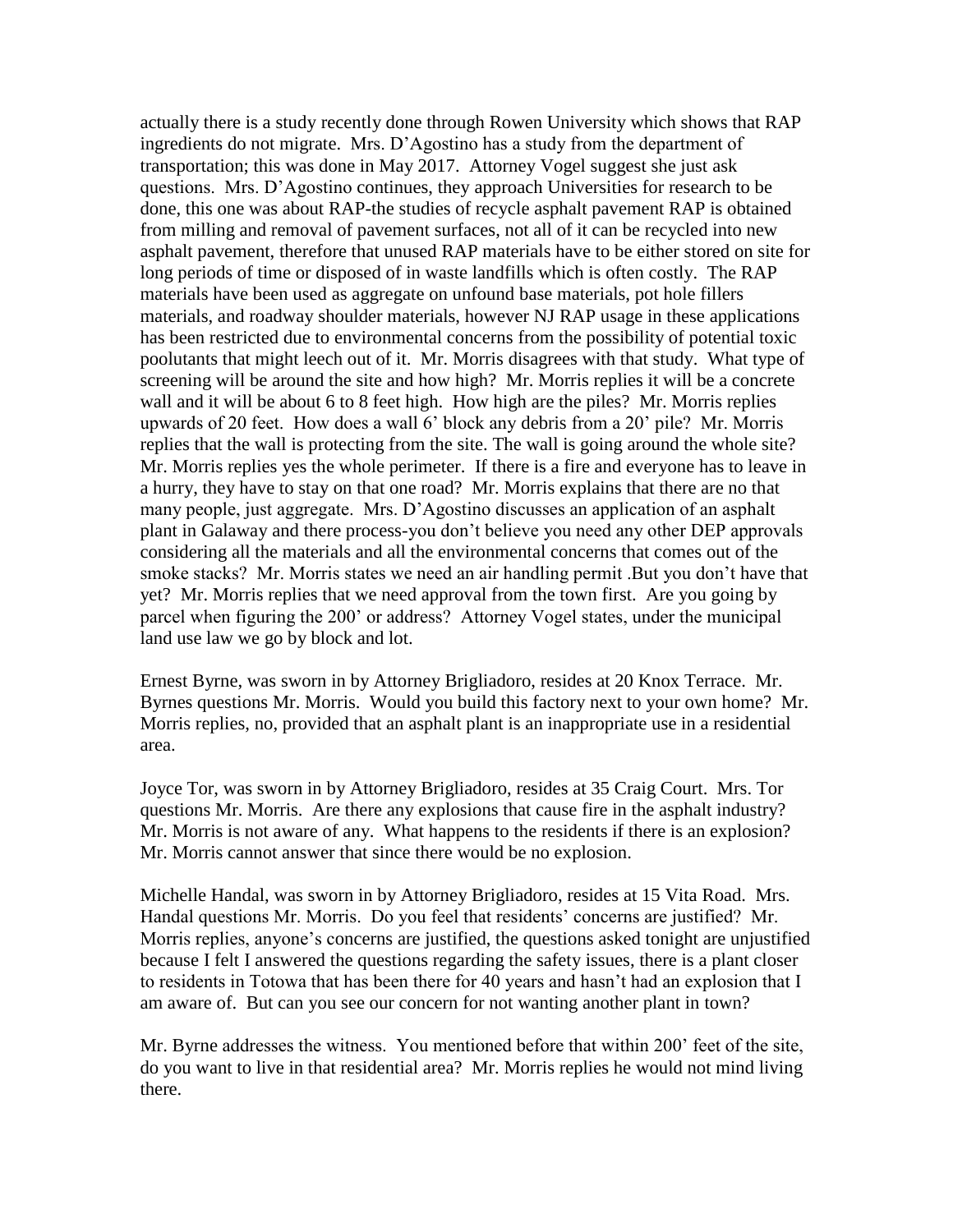actually there is a study recently done through Rowen University which shows that RAP ingredients do not migrate. Mrs. D'Agostino has a study from the department of transportation; this was done in May 2017. Attorney Vogel suggest she just ask questions. Mrs. D'Agostino continues, they approach Universities for research to be done, this one was about RAP-the studies of recycle asphalt pavement RAP is obtained from milling and removal of pavement surfaces, not all of it can be recycled into new asphalt pavement, therefore that unused RAP materials have to be either stored on site for long periods of time or disposed of in waste landfills which is often costly. The RAP materials have been used as aggregate on unfound base materials, pot hole fillers materials, and roadway shoulder materials, however NJ RAP usage in these applications has been restricted due to environmental concerns from the possibility of potential toxic poolutants that might leech out of it. Mr. Morris disagrees with that study. What type of screening will be around the site and how high? Mr. Morris replies it will be a concrete wall and it will be about 6 to 8 feet high. How high are the piles? Mr. Morris replies upwards of 20 feet. How does a wall 6' block any debris from a 20' pile? Mr. Morris replies that the wall is protecting from the site. The wall is going around the whole site? Mr. Morris replies yes the whole perimeter. If there is a fire and everyone has to leave in a hurry, they have to stay on that one road? Mr. Morris explains that there are no that many people, just aggregate. Mrs. D'Agostino discusses an application of an asphalt plant in Galaway and there process-you don't believe you need any other DEP approvals considering all the materials and all the environmental concerns that comes out of the smoke stacks? Mr. Morris states we need an air handling permit .But you don't have that yet? Mr. Morris replies that we need approval from the town first. Are you going by parcel when figuring the 200' or address? Attorney Vogel states, under the municipal land use law we go by block and lot.

Ernest Byrne, was sworn in by Attorney Brigliadoro, resides at 20 Knox Terrace. Mr. Byrnes questions Mr. Morris. Would you build this factory next to your own home? Mr. Morris replies, no, provided that an asphalt plant is an inappropriate use in a residential area.

Joyce Tor, was sworn in by Attorney Brigliadoro, resides at 35 Craig Court. Mrs. Tor questions Mr. Morris. Are there any explosions that cause fire in the asphalt industry? Mr. Morris is not aware of any. What happens to the residents if there is an explosion? Mr. Morris cannot answer that since there would be no explosion.

Michelle Handal, was sworn in by Attorney Brigliadoro, resides at 15 Vita Road. Mrs. Handal questions Mr. Morris. Do you feel that residents' concerns are justified? Mr. Morris replies, anyone's concerns are justified, the questions asked tonight are unjustified because I felt I answered the questions regarding the safety issues, there is a plant closer to residents in Totowa that has been there for 40 years and hasn't had an explosion that I am aware of. But can you see our concern for not wanting another plant in town?

Mr. Byrne addresses the witness. You mentioned before that within 200' feet of the site, do you want to live in that residential area? Mr. Morris replies he would not mind living there.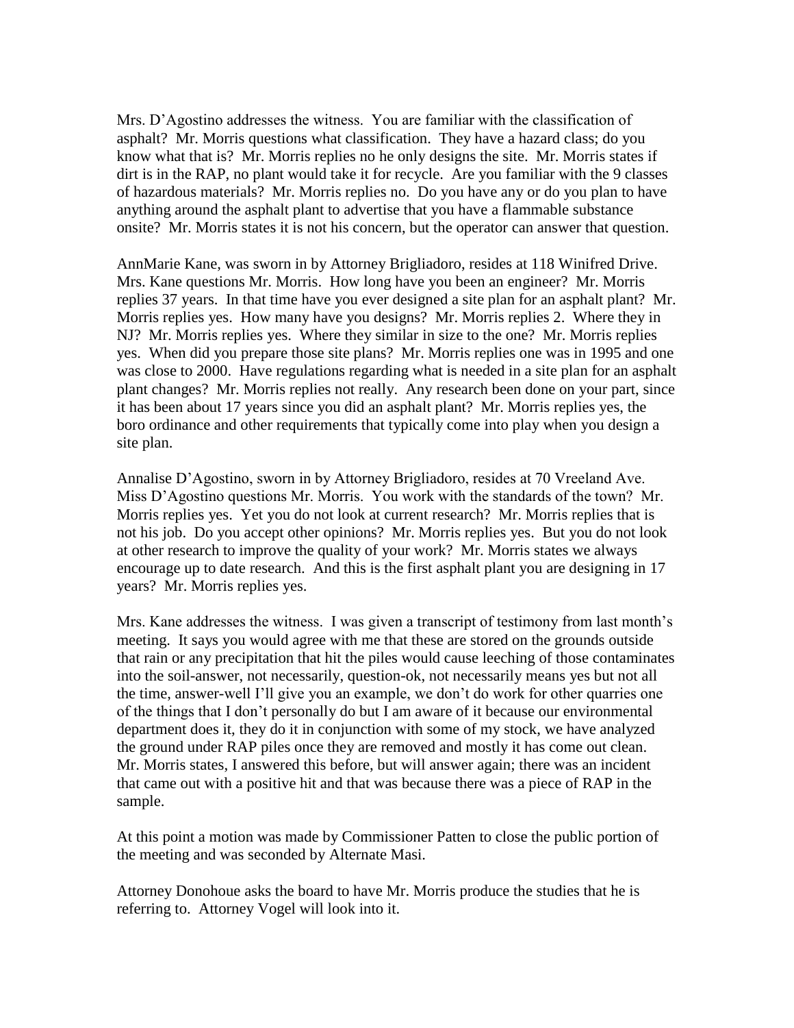Mrs. D'Agostino addresses the witness. You are familiar with the classification of asphalt? Mr. Morris questions what classification. They have a hazard class; do you know what that is? Mr. Morris replies no he only designs the site. Mr. Morris states if dirt is in the RAP, no plant would take it for recycle. Are you familiar with the 9 classes of hazardous materials? Mr. Morris replies no. Do you have any or do you plan to have anything around the asphalt plant to advertise that you have a flammable substance onsite? Mr. Morris states it is not his concern, but the operator can answer that question.

AnnMarie Kane, was sworn in by Attorney Brigliadoro, resides at 118 Winifred Drive. Mrs. Kane questions Mr. Morris. How long have you been an engineer? Mr. Morris replies 37 years. In that time have you ever designed a site plan for an asphalt plant? Mr. Morris replies yes. How many have you designs? Mr. Morris replies 2. Where they in NJ? Mr. Morris replies yes. Where they similar in size to the one? Mr. Morris replies yes. When did you prepare those site plans? Mr. Morris replies one was in 1995 and one was close to 2000. Have regulations regarding what is needed in a site plan for an asphalt plant changes? Mr. Morris replies not really. Any research been done on your part, since it has been about 17 years since you did an asphalt plant? Mr. Morris replies yes, the boro ordinance and other requirements that typically come into play when you design a site plan.

Annalise D'Agostino, sworn in by Attorney Brigliadoro, resides at 70 Vreeland Ave. Miss D'Agostino questions Mr. Morris. You work with the standards of the town? Mr. Morris replies yes. Yet you do not look at current research? Mr. Morris replies that is not his job. Do you accept other opinions? Mr. Morris replies yes. But you do not look at other research to improve the quality of your work? Mr. Morris states we always encourage up to date research. And this is the first asphalt plant you are designing in 17 years? Mr. Morris replies yes.

Mrs. Kane addresses the witness. I was given a transcript of testimony from last month's meeting. It says you would agree with me that these are stored on the grounds outside that rain or any precipitation that hit the piles would cause leeching of those contaminates into the soil-answer, not necessarily, question-ok, not necessarily means yes but not all the time, answer-well I'll give you an example, we don't do work for other quarries one of the things that I don't personally do but I am aware of it because our environmental department does it, they do it in conjunction with some of my stock, we have analyzed the ground under RAP piles once they are removed and mostly it has come out clean. Mr. Morris states, I answered this before, but will answer again; there was an incident that came out with a positive hit and that was because there was a piece of RAP in the sample.

At this point a motion was made by Commissioner Patten to close the public portion of the meeting and was seconded by Alternate Masi.

Attorney Donohoue asks the board to have Mr. Morris produce the studies that he is referring to. Attorney Vogel will look into it.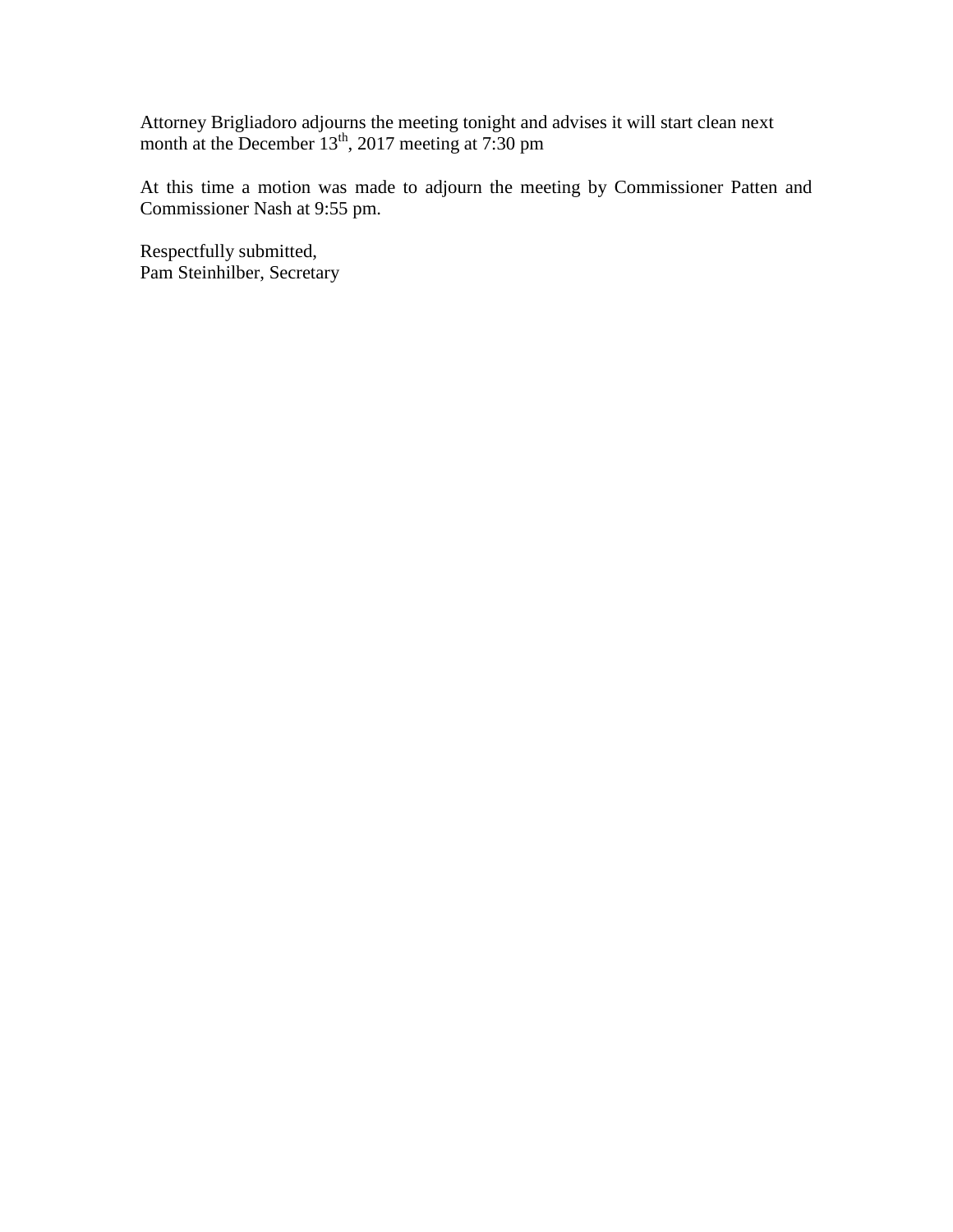Attorney Brigliadoro adjourns the meeting tonight and advises it will start clean next month at the December 13th, 2017 meeting at 7:30 pm

At this time a motion was made to adjourn the meeting by Commissioner Patten and Commissioner Nash at 9:55 pm.

Respectfully submitted,
Pam Steinhilber, Secretary